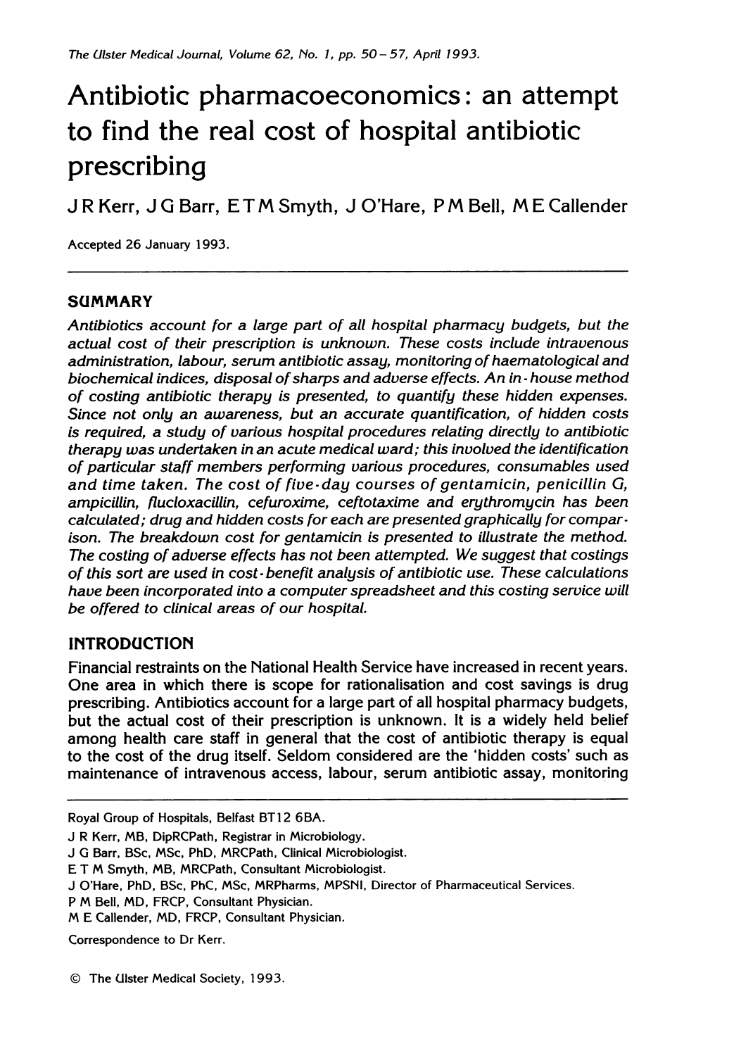# Antibiotic pharmacoeconomics: an attempt to find the real cost of hospital antibiotic prescribing

J R Kerr, J G Barr, E T M Smyth, J O'Hare, P M Bell, M E Callender

Accepted 26 January 1993.

---

## SUMMARY

*Antibiotics account for a large part of all hospital pharmacy budgets, but the actual cost of their prescription is unknown. These costs include intravenous administration, labour, serum antibiotic assay, monitoring of haematological and biochemical indices, disposal of sharps and adverse effects. An in-house method of costing antibiotic therapy is presented, to quantify these hidden expenses. Since not only an awareness, but an accurate quantification, of hidden costs is required, a study of various hospital procedures relating directly to antibiotic therapy was undertaken in an acute medical ward; this involved the identification of particular staff members performing various procedures, consumables used and time taken. The cost of five-day courses of gentamicin, penicillin G, ampicillin, flucloxacillin, cefuroxime, ceftotaxime and erythromycin has been calculated; drug and hidden costs for each are presented graphically for comparison. The breakdown cost for gentamicin is presented to illustrate the method. The costing of adverse effects has not been attempted. We suggest that costings of this sort are used in cost-benefit analysis of antibiotic use. These calculations have been incorporated into a computer spreadsheet and this costing service will be offered to clinical areas of our hospital.*

## INTRODUCTION

Financial restraints on the National Health Service have increased in recent years. One area in which there is scope for rationalisation and cost savings is drug prescribing. Antibiotics account for a large part of all hospital pharmacy budgets, but the actual cost of their prescription is unknown. It is a widely held belief among health care staff in general that the cost of antibiotic therapy is equal to the cost of the drug itself. Seldom considered are the 'hidden costs' such as maintenance of intravenous access, labour, serum antibiotic assay, monitoring

---

Royal Group of Hospitals, Belfast BT12 6BA.

J R Kerr, MB, DipRCPath, Registrar in Microbiology.

J G Barr, BSc, MSc, PhD, MRCPath, Clinical Microbiologist.

E T M Smyth, MB, MRCPath, Consultant Microbiologist.

J O'Hare, PhD, BSc, PhC, MSc, MRPharms, MPSNI, Director of Pharmaceutical Services.

P M Bell, MD, FRCP, Consultant Physician.

M E Callender, MD, FRCP, Consultant Physician.

Correspondence to Dr Kerr.

© The Ulster Medical Society, 1993.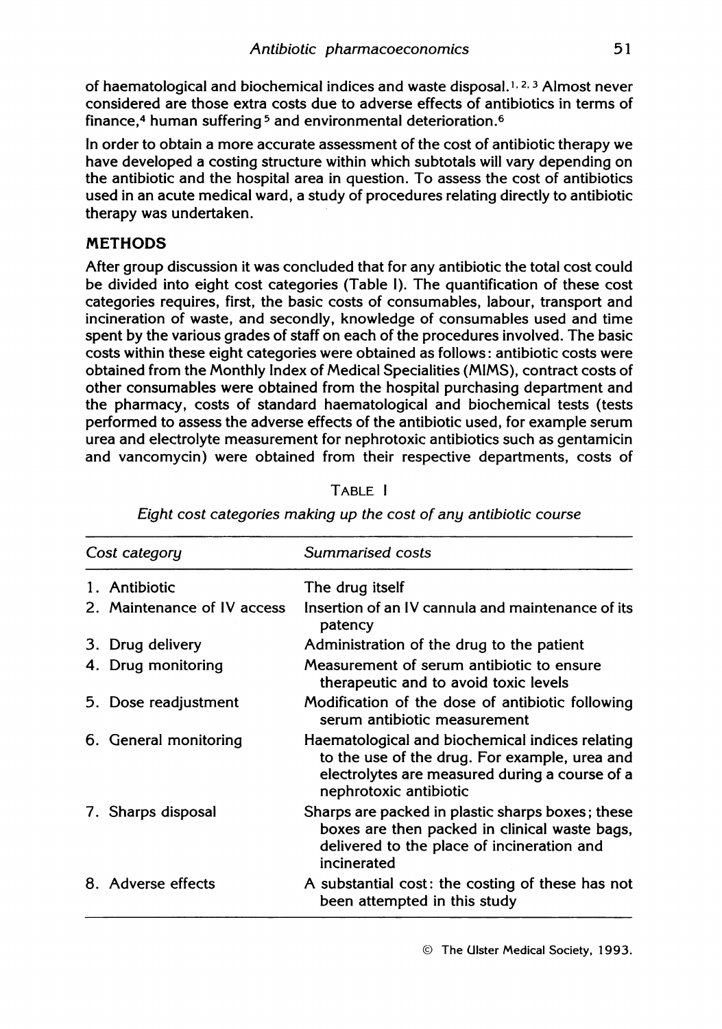of haematological and biochemical indices and waste disposal.[1, 2, 3] Almost never considered are those extra costs due to adverse effects of antibiotics in terms of finance,[4] human suffering[5] and environmental deterioration.[6]

In order to obtain a more accurate assessment of the cost of antibiotic therapy we have developed a costing structure within which subtotals will vary depending on the antibiotic and the hospital area in question. To assess the cost of antibiotics used in an acute medical ward, a study of procedures relating directly to antibiotic therapy was undertaken.

## METHODS

After group discussion it was concluded that for any antibiotic the total cost could be divided into eight cost categories (Table I). The quantification of these cost categories requires, first, the basic costs of consumables, labour, transport and incineration of waste, and secondly, knowledge of consumables used and time spent by the various grades of staff on each of the procedures involved. The basic costs within these eight categories were obtained as follows: antibiotic costs were obtained from the Monthly Index of Medical Specialities (MIMS), contract costs of other consumables were obtained from the hospital purchasing department and the pharmacy, costs of standard haematological and biochemical tests (tests performed to assess the adverse effects of the antibiotic used, for example serum urea and electrolyte measurement for nephrotoxic antibiotics such as gentamicin and vancomycin) were obtained from their respective departments, costs of

TABLE I

*Eight cost categories making up the cost of any antibiotic course*

| *Cost category* | *Summarised costs* |
|---|---|
| 1. Antibiotic | The drug itself |
| 2. Maintenance of IV access | Insertion of an IV cannula and maintenance of its patency |
| 3. Drug delivery | Administration of the drug to the patient |
| 4. Drug monitoring | Measurement of serum antibiotic to ensure therapeutic and to avoid toxic levels |
| 5. Dose readjustment | Modification of the dose of antibiotic following serum antibiotic measurement |
| 6. General monitoring | Haematological and biochemical indices relating to the use of the drug. For example, urea and electrolytes are measured during a course of a nephrotoxic antibiotic |
| 7. Sharps disposal | Sharps are packed in plastic sharps boxes; these boxes are then packed in clinical waste bags, delivered to the place of incineration and incinerated |
| 8. Adverse effects | A substantial cost: the costing of these has not been attempted in this study |

© The Ulster Medical Society, 1993.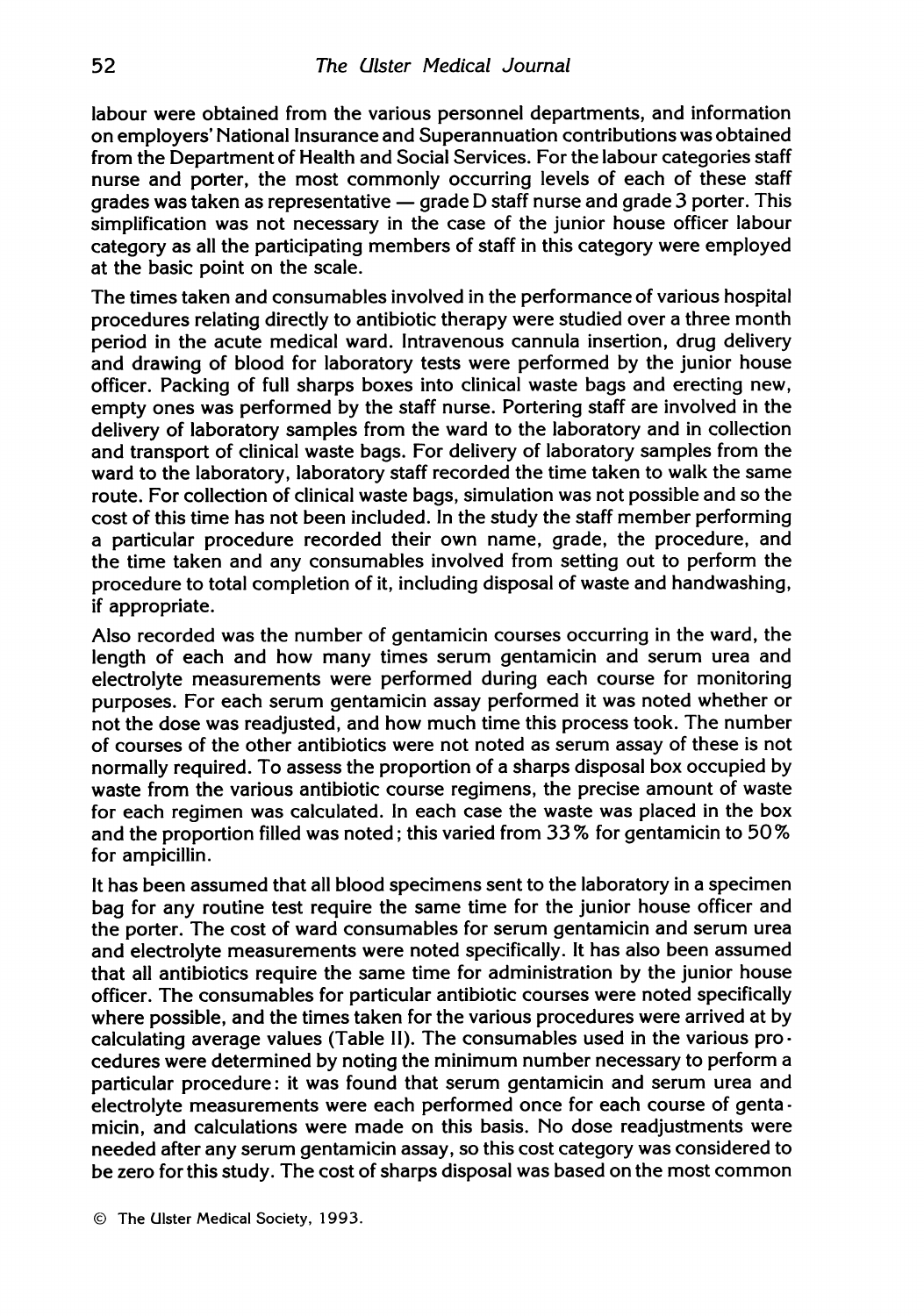labour were obtained from the various personnel departments, and information on employers' National Insurance and Superannuation contributions was obtained from the Department of Health and Social Services. For the labour categories staff nurse and porter, the most commonly occurring levels of each of these staff grades was taken as representative — grade D staff nurse and grade 3 porter. This simplification was not necessary in the case of the junior house officer labour category as all the participating members of staff in this category were employed at the basic point on the scale.

The times taken and consumables involved in the performance of various hospital procedures relating directly to antibiotic therapy were studied over a three month period in the acute medical ward. Intravenous cannula insertion, drug delivery and drawing of blood for laboratory tests were performed by the junior house officer. Packing of full sharps boxes into clinical waste bags and erecting new, empty ones was performed by the staff nurse. Portering staff are involved in the delivery of laboratory samples from the ward to the laboratory and in collection and transport of clinical waste bags. For delivery of laboratory samples from the ward to the laboratory, laboratory staff recorded the time taken to walk the same route. For collection of clinical waste bags, simulation was not possible and so the cost of this time has not been included. In the study the staff member performing a particular procedure recorded their own name, grade, the procedure, and the time taken and any consumables involved from setting out to perform the procedure to total completion of it, including disposal of waste and handwashing, if appropriate.

Also recorded was the number of gentamicin courses occurring in the ward, the length of each and how many times serum gentamicin and serum urea and electrolyte measurements were performed during each course for monitoring purposes. For each serum gentamicin assay performed it was noted whether or not the dose was readjusted, and how much time this process took. The number of courses of the other antibiotics were not noted as serum assay of these is not normally required. To assess the proportion of a sharps disposal box occupied by waste from the various antibiotic course regimens, the precise amount of waste for each regimen was calculated. In each case the waste was placed in the box and the proportion filled was noted; this varied from 33% for gentamicin to 50% for ampicillin.

It has been assumed that all blood specimens sent to the laboratory in a specimen bag for any routine test require the same time for the junior house officer and the porter. The cost of ward consumables for serum gentamicin and serum urea and electrolyte measurements were noted specifically. It has also been assumed that all antibiotics require the same time for administration by the junior house officer. The consumables for particular antibiotic courses were noted specifically where possible, and the times taken for the various procedures were arrived at by calculating average values (Table II). The consumables used in the various procedures were determined by noting the minimum number necessary to perform a particular procedure: it was found that serum gentamicin and serum urea and electrolyte measurements were each performed once for each course of gentamicin, and calculations were made on this basis. No dose readjustments were needed after any serum gentamicin assay, so this cost category was considered to be zero for this study. The cost of sharps disposal was based on the most common

© The Ulster Medical Society, 1993.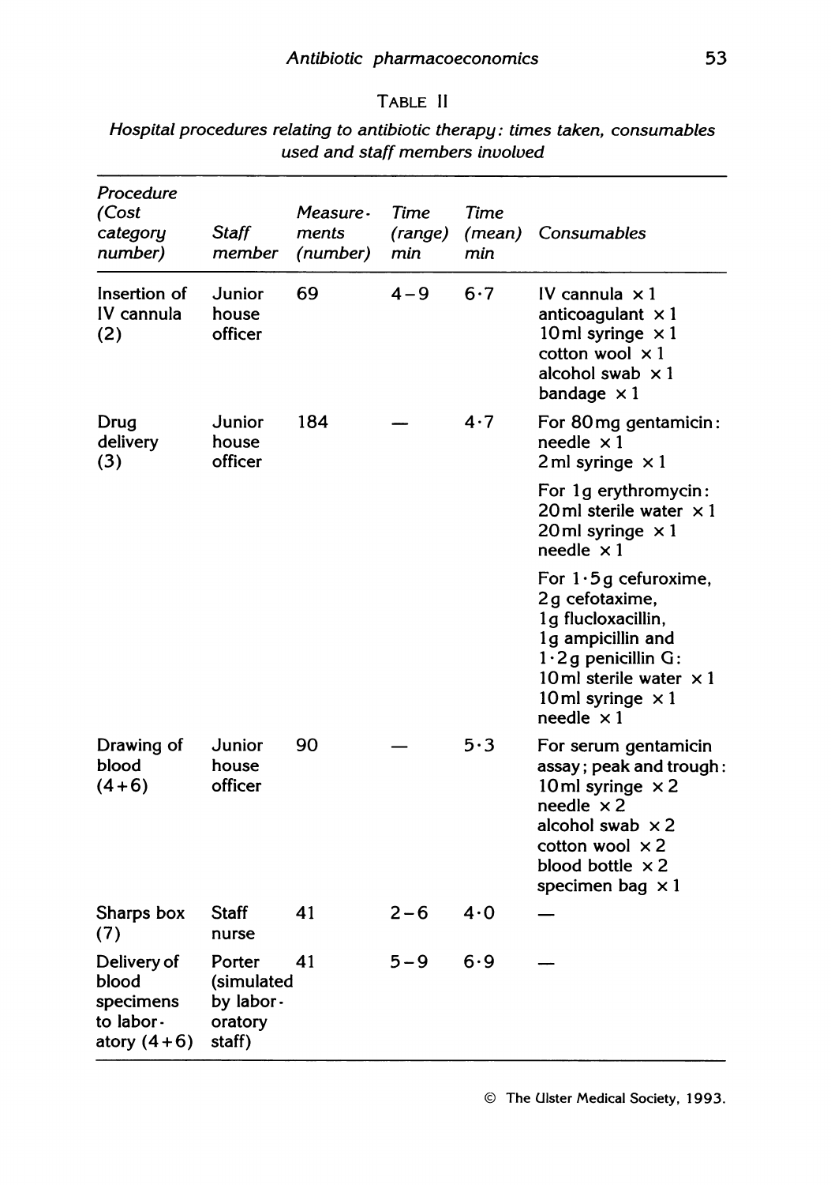TABLE II

*Hospital procedures relating to antibiotic therapy: times taken, consumables used and staff members involved*

| *Procedure (Cost category number)* | *Staff member* | *Measurements (number)* | *Time (range) min* | *Time (mean) min* | *Consumables* |
|---|---|---|---|---|---|
| Insertion of IV cannula (2) | Junior house officer | 69 | 4–9 | 6·7 | IV cannula × 1<br>anticoagulant × 1<br>10 ml syringe × 1<br>cotton wool × 1<br>alcohol swab × 1<br>bandage × 1 |
| Drug delivery (3) | Junior house officer | 184 | — | 4·7 | For 80 mg gentamicin: needle × 1, 2 ml syringe × 1<br>For 1 g erythromycin: 20 ml sterile water × 1, 20 ml syringe × 1, needle × 1<br>For 1·5 g cefuroxime, 2 g cefotaxime, 1 g flucloxacillin, 1 g ampicillin and 1·2 g penicillin G: 10 ml sterile water × 1, 10 ml syringe × 1, needle × 1 |
| Drawing of blood (4+6) | Junior house officer | 90 | — | 5·3 | For serum gentamicin assay; peak and trough:<br>10 ml syringe × 2<br>needle × 2<br>alcohol swab × 2<br>cotton wool × 2<br>blood bottle × 2<br>specimen bag × 1 |
| Sharps box (7) | Staff nurse | 41 | 2–6 | 4·0 | — |
| Delivery of blood specimens to laboratory (4+6) | Porter (simulated by laboratory staff) | 41 | 5–9 | 6·9 | — |

© The Ulster Medical Society, 1993.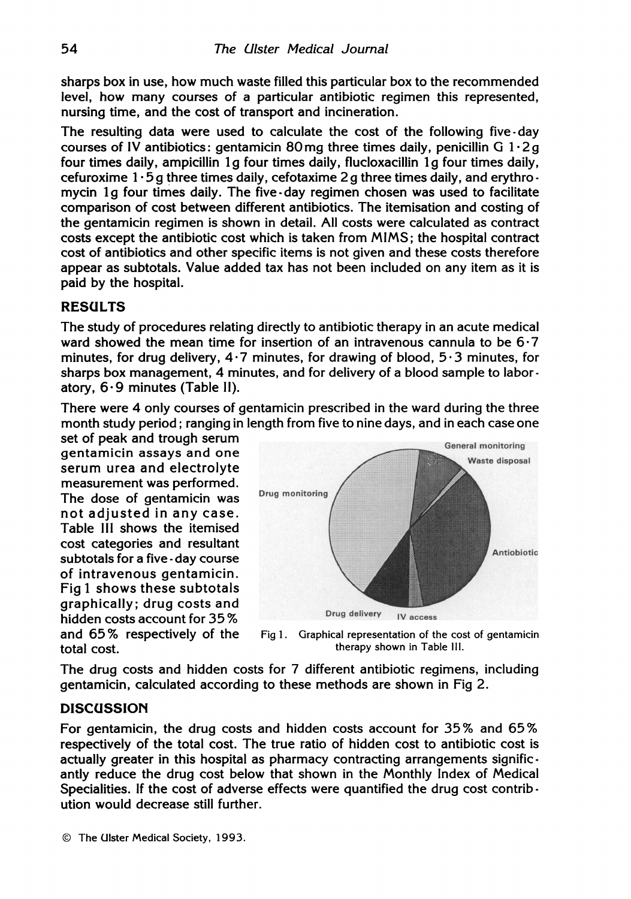sharps box in use, how much waste filled this particular box to the recommended level, how many courses of a particular antibiotic regimen this represented, nursing time, and the cost of transport and incineration.

The resulting data were used to calculate the cost of the following five-day courses of IV antibiotics: gentamicin 80 mg three times daily, penicillin G 1·2 g four times daily, ampicillin 1 g four times daily, flucloxacillin 1 g four times daily, cefuroxime 1·5 g three times daily, cefotaxime 2 g three times daily, and erythromycin 1 g four times daily. The five-day regimen chosen was used to facilitate comparison of cost between different antibiotics. The itemisation and costing of the gentamicin regimen is shown in detail. All costs were calculated as contract costs except the antibiotic cost which is taken from MIMS; the hospital contract cost of antibiotics and other specific items is not given and these costs therefore appear as subtotals. Value added tax has not been included on any item as it is paid by the hospital.

## RESULTS

The study of procedures relating directly to antibiotic therapy in an acute medical ward showed the mean time for insertion of an intravenous cannula to be 6·7 minutes, for drug delivery, 4·7 minutes, for drawing of blood, 5·3 minutes, for sharps box management, 4 minutes, and for delivery of a blood sample to laboratory, 6·9 minutes (Table II).

There were 4 only courses of gentamicin prescribed in the ward during the three month study period; ranging in length from five to nine days, and in each case one set of peak and trough serum gentamicin assays and one serum urea and electrolyte measurement was performed. The dose of gentamicin was not adjusted in any case. Table III shows the itemised cost categories and resultant subtotals for a five-day course of intravenous gentamicin. Fig 1 shows these subtotals graphically; drug costs and hidden costs account for 35% and 65% respectively of the total cost.

Fig 1. Graphical representation of the cost of gentamicin therapy shown in Table III.

The drug costs and hidden costs for 7 different antibiotic regimens, including gentamicin, calculated according to these methods are shown in Fig 2.

## DISCUSSION

For gentamicin, the drug costs and hidden costs account for 35% and 65% respectively of the total cost. The true ratio of hidden cost to antibiotic cost is actually greater in this hospital as pharmacy contracting arrangements significantly reduce the drug cost below that shown in the Monthly Index of Medical Specialities. If the cost of adverse effects were quantified the drug cost contribution would decrease still further.

© The Ulster Medical Society, 1993.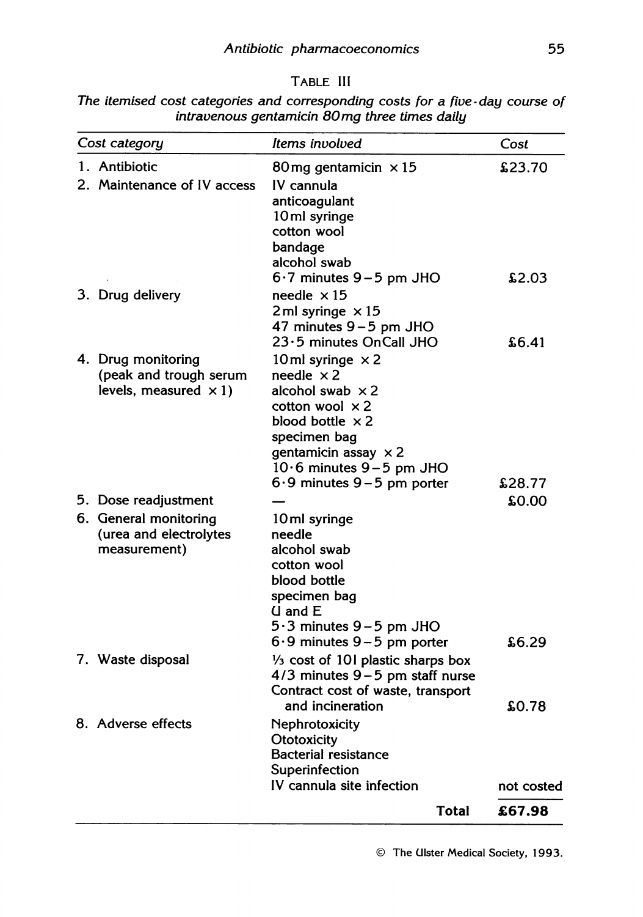TABLE III

*The itemised cost categories and corresponding costs for a five-day course of intravenous gentamicin 80 mg three times daily*

| Cost category | Items involved | Cost |
|---|---|---|
| 1. Antibiotic | 80 mg gentamicin × 15 | £23.70 |
| 2. Maintenance of IV access | IV cannula<br>anticoagulant<br>10 ml syringe<br>cotton wool<br>bandage<br>alcohol swab<br>6·7 minutes 9–5 pm JHO | £2.03 |
| 3. Drug delivery | needle × 15<br>2 ml syringe × 15<br>47 minutes 9–5 pm JHO<br>23·5 minutes OnCall JHO | £6.41 |
| 4. Drug monitoring (peak and trough serum levels, measured × 1) | 10 ml syringe × 2<br>needle × 2<br>alcohol swab × 2<br>cotton wool × 2<br>blood bottle × 2<br>specimen bag<br>gentamicin assay × 2<br>10·6 minutes 9–5 pm JHO<br>6·9 minutes 9–5 pm porter | £28.77 |
| 5. Dose readjustment | — | £0.00 |
| 6. General monitoring (urea and electrolytes measurement) | 10 ml syringe<br>needle<br>alcohol swab<br>cotton wool<br>blood bottle<br>specimen bag<br>U and E<br>5·3 minutes 9–5 pm JHO<br>6·9 minutes 9–5 pm porter | £6.29 |
| 7. Waste disposal | ⅓ cost of 10 l plastic sharps box<br>4/3 minutes 9–5 pm staff nurse<br>Contract cost of waste, transport and incineration | £0.78 |
| 8. Adverse effects | Nephrotoxicity<br>Ototoxicity<br>Bacterial resistance<br>Superinfection<br>IV cannula site infection | not costed |
| | **Total** | **£67.98** |

© The Ulster Medical Society, 1993.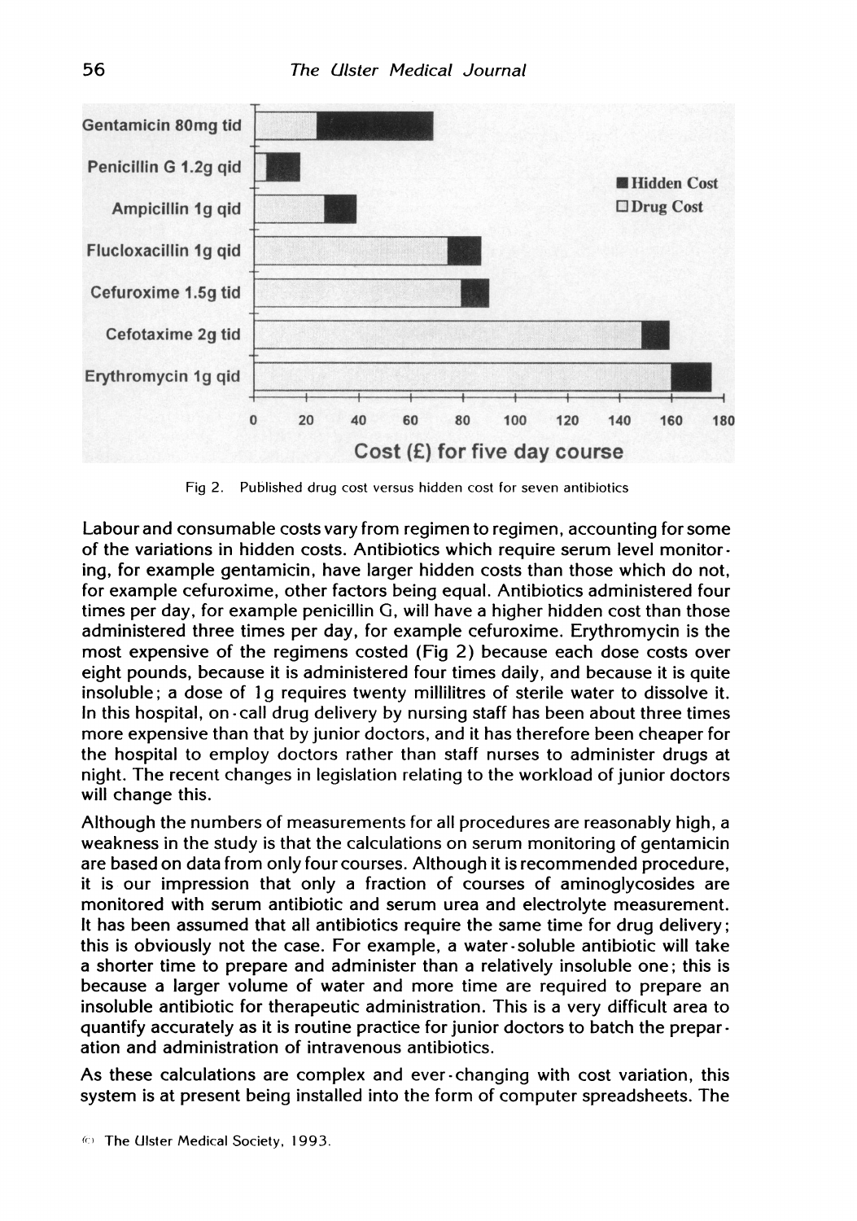Fig 2. Published drug cost versus hidden cost for seven antibiotics

Labour and consumable costs vary from regimen to regimen, accounting for some of the variations in hidden costs. Antibiotics which require serum level monitoring, for example gentamicin, have larger hidden costs than those which do not, for example cefuroxime, other factors being equal. Antibiotics administered four times per day, for example penicillin G, will have a higher hidden cost than those administered three times per day, for example cefuroxime. Erythromycin is the most expensive of the regimens costed (Fig 2) because each dose costs over eight pounds, because it is administered four times daily, and because it is quite insoluble; a dose of 1g requires twenty millilitres of sterile water to dissolve it. In this hospital, on-call drug delivery by nursing staff has been about three times more expensive than that by junior doctors, and it has therefore been cheaper for the hospital to employ doctors rather than staff nurses to administer drugs at night. The recent changes in legislation relating to the workload of junior doctors will change this.

Although the numbers of measurements for all procedures are reasonably high, a weakness in the study is that the calculations on serum monitoring of gentamicin are based on data from only four courses. Although it is recommended procedure, it is our impression that only a fraction of courses of aminoglycosides are monitored with serum antibiotic and serum urea and electrolyte measurement. It has been assumed that all antibiotics require the same time for drug delivery; this is obviously not the case. For example, a water-soluble antibiotic will take a shorter time to prepare and administer than a relatively insoluble one; this is because a larger volume of water and more time are required to prepare an insoluble antibiotic for therapeutic administration. This is a very difficult area to quantify accurately as it is routine practice for junior doctors to batch the preparation and administration of intravenous antibiotics.

As these calculations are complex and ever-changing with cost variation, this system is at present being installed into the form of computer spreadsheets. The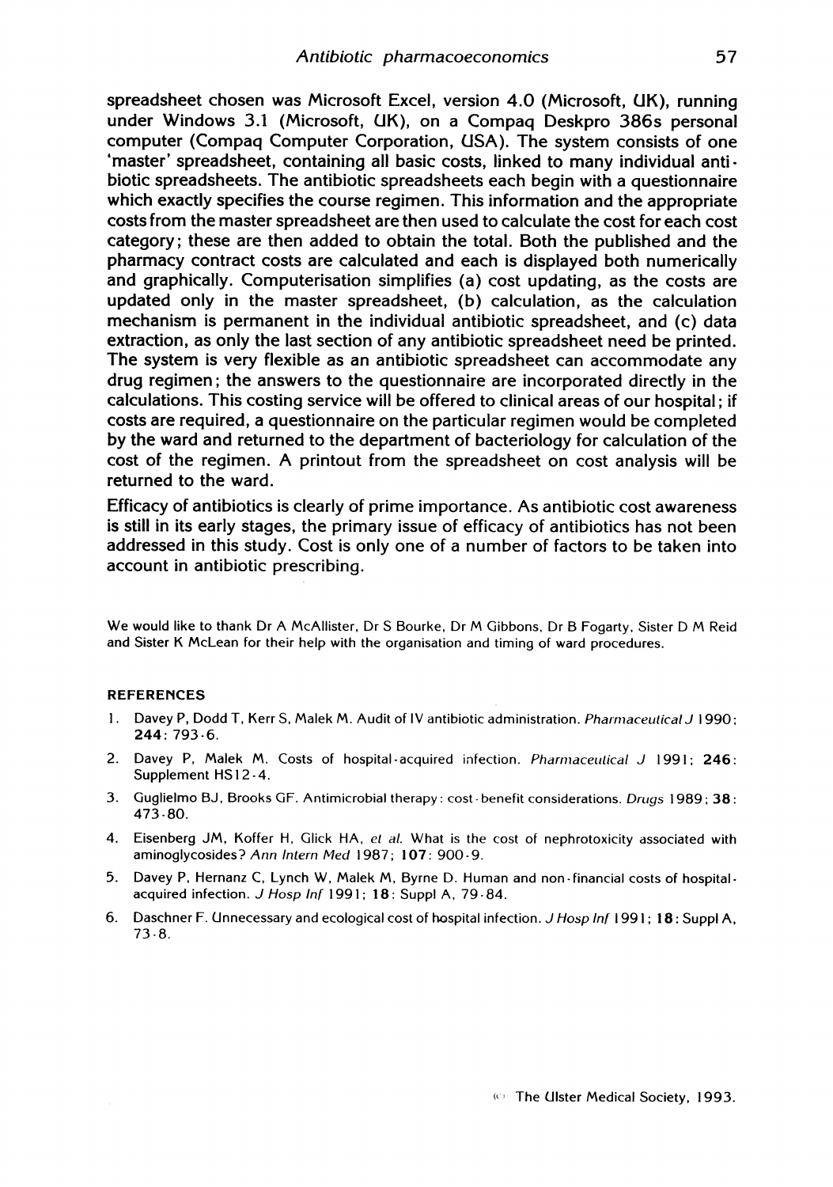spreadsheet chosen was Microsoft Excel, version 4.0 (Microsoft, UK), running under Windows 3.1 (Microsoft, UK), on a Compaq Deskpro 386s personal computer (Compaq Computer Corporation, USA). The system consists of one 'master' spreadsheet, containing all basic costs, linked to many individual antibiotic spreadsheets. The antibiotic spreadsheets each begin with a questionnaire which exactly specifies the course regimen. This information and the appropriate costs from the master spreadsheet are then used to calculate the cost for each cost category; these are then added to obtain the total. Both the published and the pharmacy contract costs are calculated and each is displayed both numerically and graphically. Computerisation simplifies (a) cost updating, as the costs are updated only in the master spreadsheet, (b) calculation, as the calculation mechanism is permanent in the individual antibiotic spreadsheet, and (c) data extraction, as only the last section of any antibiotic spreadsheet need be printed. The system is very flexible as an antibiotic spreadsheet can accommodate any drug regimen; the answers to the questionnaire are incorporated directly in the calculations. This costing service will be offered to clinical areas of our hospital; if costs are required, a questionnaire on the particular regimen would be completed by the ward and returned to the department of bacteriology for calculation of the cost of the regimen. A printout from the spreadsheet on cost analysis will be returned to the ward.

Efficacy of antibiotics is clearly of prime importance. As antibiotic cost awareness is still in its early stages, the primary issue of efficacy of antibiotics has not been addressed in this study. Cost is only one of a number of factors to be taken into account in antibiotic prescribing.

We would like to thank Dr A McAllister, Dr S Bourke, Dr M Gibbons, Dr B Fogarty, Sister D M Reid and Sister K McLean for their help with the organisation and timing of ward procedures.

## REFERENCES

1. Davey P, Dodd T, Kerr S, Malek M. Audit of IV antibiotic administration. *Pharmaceutical J* 1990; **244**: 793-6.
2. Davey P, Malek M. Costs of hospital-acquired infection. *Pharmaceutical J* 1991; **246**: Supplement HS12-4.
3. Guglielmo BJ, Brooks GF. Antimicrobial therapy: cost-benefit considerations. *Drugs* 1989; **38**: 473-80.
4. Eisenberg JM, Koffer H, Glick HA, *et al.* What is the cost of nephrotoxicity associated with aminoglycosides? *Ann Intern Med* 1987; **107**: 900-9.
5. Davey P, Hernanz C, Lynch W, Malek M, Byrne D. Human and non-financial costs of hospital-acquired infection. *J Hosp Inf* 1991; **18**: Suppl A, 79-84.
6. Daschner F. Unnecessary and ecological cost of hospital infection. *J Hosp Inf* 1991; **18**: Suppl A, 73-8.

© The Ulster Medical Society, 1993.